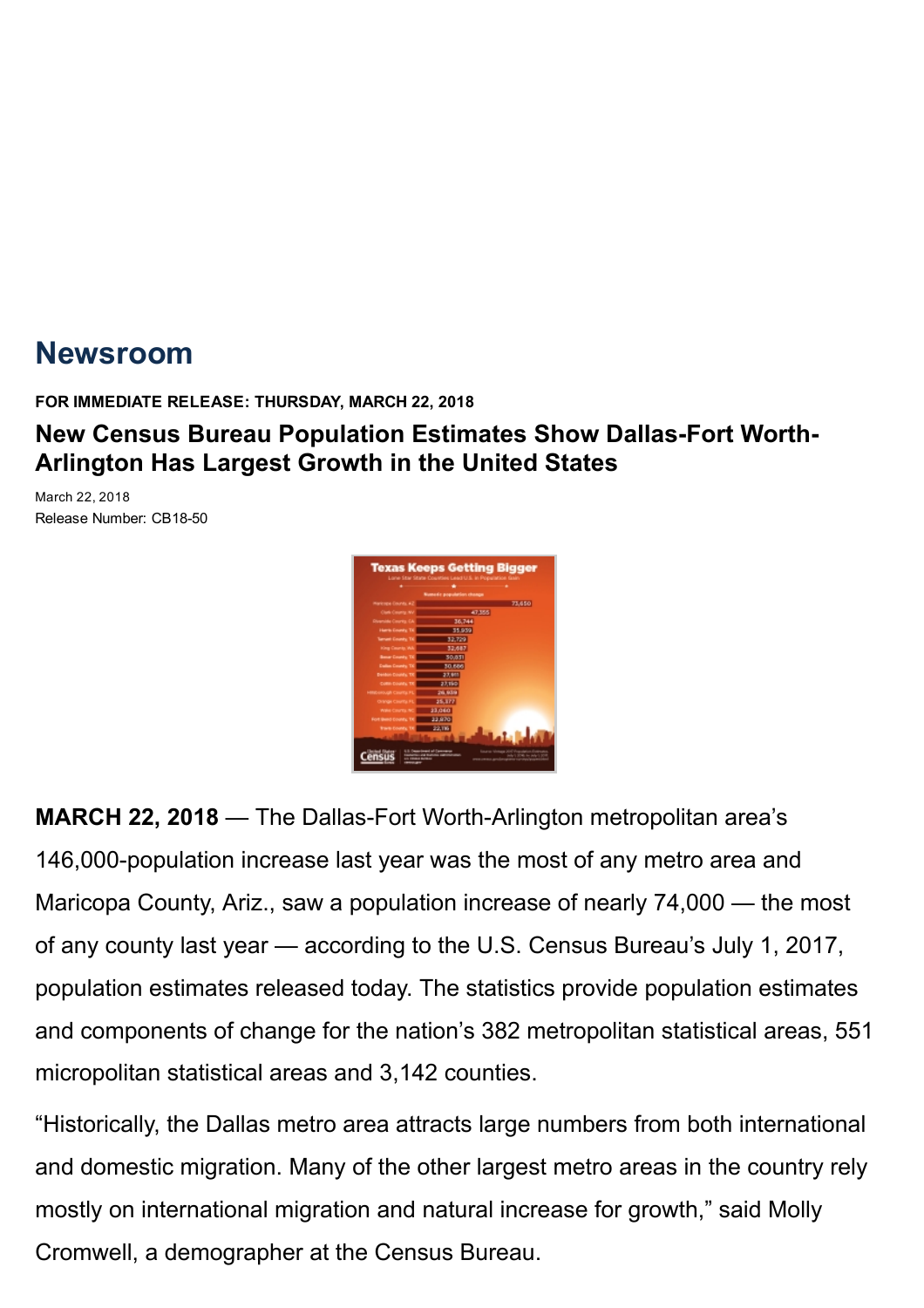# Newsroom

**FOR IMMEDIATE RELEASE: THURSDAY, MARCH 22, 2018**

## New Census Bureau Population Estimates Show Dallas-Fort Worth-Arlington Has Largest Growth in the United States

March 22, 2018
Release Number: CB18-50

**MARCH 22, 2018** — The Dallas-Fort Worth-Arlington metropolitan area's 146,000-population increase last year was the most of any metro area and Maricopa County, Ariz., saw a population increase of nearly 74,000 — the most of any county last year — according to the U.S. Census Bureau's July 1, 2017, population estimates released today. The statistics provide population estimates and components of change for the nation's 382 metropolitan statistical areas, 551 micropolitan statistical areas and 3,142 counties.

"Historically, the Dallas metro area attracts large numbers from both international and domestic migration. Many of the other largest metro areas in the country rely mostly on international migration and natural increase for growth," said Molly Cromwell, a demographer at the Census Bureau.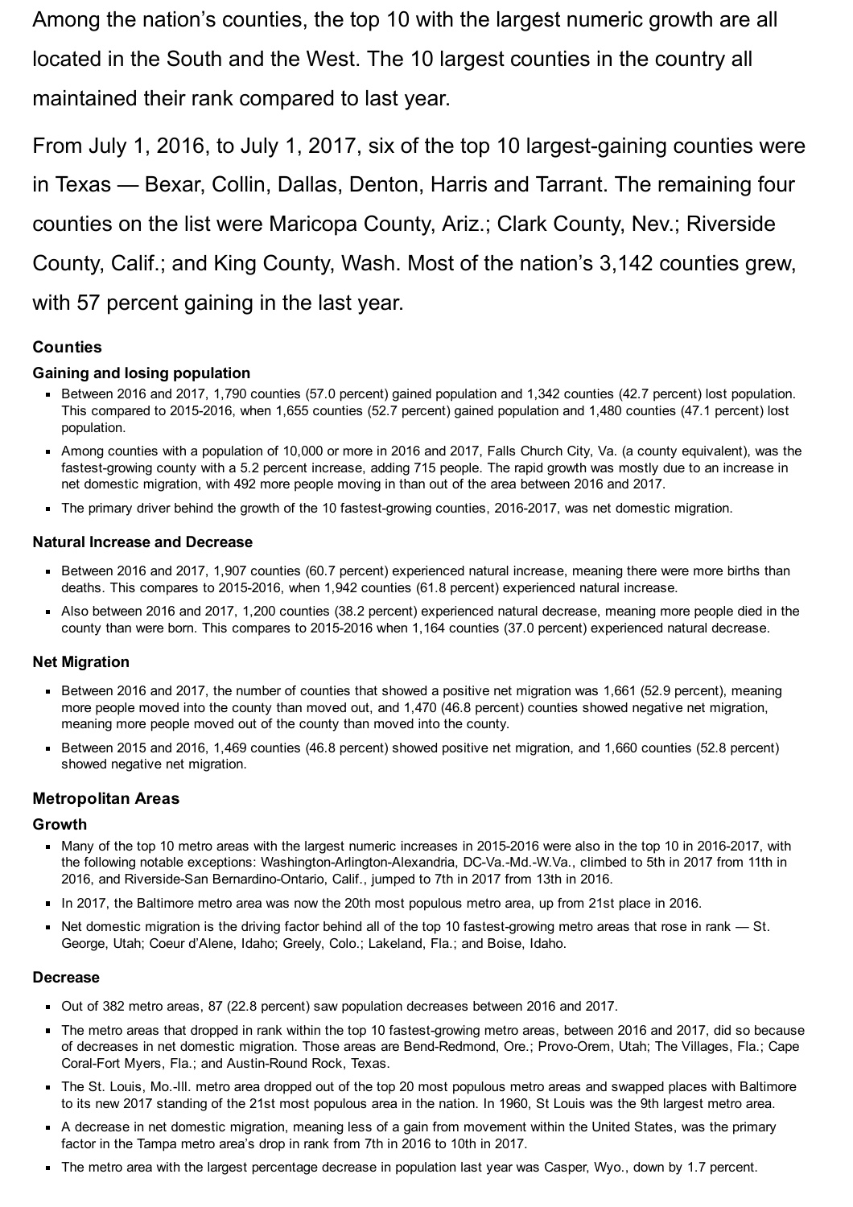Among the nation's counties, the top 10 with the largest numeric growth are all located in the South and the West. The 10 largest counties in the country all maintained their rank compared to last year.

From July 1, 2016, to July 1, 2017, six of the top 10 largest-gaining counties were in Texas — Bexar, Collin, Dallas, Denton, Harris and Tarrant. The remaining four counties on the list were Maricopa County, Ariz.; Clark County, Nev.; Riverside County, Calif.; and King County, Wash. Most of the nation's 3,142 counties grew, with 57 percent gaining in the last year.

## Counties

### Gaining and losing population

- Between 2016 and 2017, 1,790 counties (57.0 percent) gained population and 1,342 counties (42.7 percent) lost population. This compared to 2015-2016, when 1,655 counties (52.7 percent) gained population and 1,480 counties (47.1 percent) lost population.
- Among counties with a population of 10,000 or more in 2016 and 2017, Falls Church City, Va. (a county equivalent), was the fastest-growing county with a 5.2 percent increase, adding 715 people. The rapid growth was mostly due to an increase in net domestic migration, with 492 more people moving in than out of the area between 2016 and 2017.
- The primary driver behind the growth of the 10 fastest-growing counties, 2016-2017, was net domestic migration.

### Natural Increase and Decrease

- Between 2016 and 2017, 1,907 counties (60.7 percent) experienced natural increase, meaning there were more births than deaths. This compares to 2015-2016, when 1,942 counties (61.8 percent) experienced natural increase.
- Also between 2016 and 2017, 1,200 counties (38.2 percent) experienced natural decrease, meaning more people died in the county than were born. This compares to 2015-2016 when 1,164 counties (37.0 percent) experienced natural decrease.

### Net Migration

- Between 2016 and 2017, the number of counties that showed a positive net migration was 1,661 (52.9 percent), meaning more people moved into the county than moved out, and 1,470 (46.8 percent) counties showed negative net migration, meaning more people moved out of the county than moved into the county.
- Between 2015 and 2016, 1,469 counties (46.8 percent) showed positive net migration, and 1,660 counties (52.8 percent) showed negative net migration.

## Metropolitan Areas

### Growth

- Many of the top 10 metro areas with the largest numeric increases in 2015-2016 were also in the top 10 in 2016-2017, with the following notable exceptions: Washington-Arlington-Alexandria, DC-Va.-Md.-W.Va., climbed to 5th in 2017 from 11th in 2016, and Riverside-San Bernardino-Ontario, Calif., jumped to 7th in 2017 from 13th in 2016.
- In 2017, the Baltimore metro area was now the 20th most populous metro area, up from 21st place in 2016.
- Net domestic migration is the driving factor behind all of the top 10 fastest-growing metro areas that rose in rank — St. George, Utah; Coeur d'Alene, Idaho; Greely, Colo.; Lakeland, Fla.; and Boise, Idaho.

### Decrease

- Out of 382 metro areas, 87 (22.8 percent) saw population decreases between 2016 and 2017.
- The metro areas that dropped in rank within the top 10 fastest-growing metro areas, between 2016 and 2017, did so because of decreases in net domestic migration. Those areas are Bend-Redmond, Ore.; Provo-Orem, Utah; The Villages, Fla.; Cape Coral-Fort Myers, Fla.; and Austin-Round Rock, Texas.
- The St. Louis, Mo.-Ill. metro area dropped out of the top 20 most populous metro areas and swapped places with Baltimore to its new 2017 standing of the 21st most populous area in the nation. In 1960, St Louis was the 9th largest metro area.
- A decrease in net domestic migration, meaning less of a gain from movement within the United States, was the primary factor in the Tampa metro area's drop in rank from 7th in 2016 to 10th in 2017.
- The metro area with the largest percentage decrease in population last year was Casper, Wyo., down by 1.7 percent.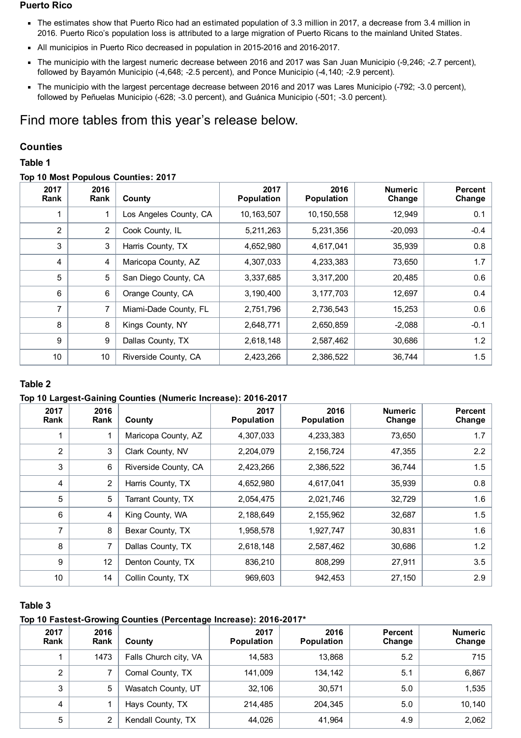**Puerto Rico**

- The estimates show that Puerto Rico had an estimated population of 3.3 million in 2017, a decrease from 3.4 million in 2016. Puerto Rico's population loss is attributed to a large migration of Puerto Ricans to the mainland United States.
- All municipios in Puerto Rico decreased in population in 2015-2016 and 2016-2017.
- The municipio with the largest numeric decrease between 2016 and 2017 was San Juan Municipio (-9,246; -2.7 percent), followed by Bayamón Municipio (-4,648; -2.5 percent), and Ponce Municipio (-4,140; -2.9 percent).
- The municipio with the largest percentage decrease between 2016 and 2017 was Lares Municipio (-792; -3.0 percent), followed by Peñuelas Municipio (-628; -3.0 percent), and Guánica Municipio (-501; -3.0 percent).

## Find more tables from this year's release below.

### Counties

**Table 1**

**Top 10 Most Populous Counties: 2017**

| 2017 Rank | 2016 Rank | County | 2017 Population | 2016 Population | Numeric Change | Percent Change |
|---|---|---|---|---|---|---|
| 1 | 1 | Los Angeles County, CA | 10,163,507 | 10,150,558 | 12,949 | 0.1 |
| 2 | 2 | Cook County, IL | 5,211,263 | 5,231,356 | -20,093 | -0.4 |
| 3 | 3 | Harris County, TX | 4,652,980 | 4,617,041 | 35,939 | 0.8 |
| 4 | 4 | Maricopa County, AZ | 4,307,033 | 4,233,383 | 73,650 | 1.7 |
| 5 | 5 | San Diego County, CA | 3,337,685 | 3,317,200 | 20,485 | 0.6 |
| 6 | 6 | Orange County, CA | 3,190,400 | 3,177,703 | 12,697 | 0.4 |
| 7 | 7 | Miami-Dade County, FL | 2,751,796 | 2,736,543 | 15,253 | 0.6 |
| 8 | 8 | Kings County, NY | 2,648,771 | 2,650,859 | -2,088 | -0.1 |
| 9 | 9 | Dallas County, TX | 2,618,148 | 2,587,462 | 30,686 | 1.2 |
| 10 | 10 | Riverside County, CA | 2,423,266 | 2,386,522 | 36,744 | 1.5 |

**Table 2**

**Top 10 Largest-Gaining Counties (Numeric Increase): 2016-2017**

| 2017 Rank | 2016 Rank | County | 2017 Population | 2016 Population | Numeric Change | Percent Change |
|---|---|---|---|---|---|---|
| 1 | 1 | Maricopa County, AZ | 4,307,033 | 4,233,383 | 73,650 | 1.7 |
| 2 | 3 | Clark County, NV | 2,204,079 | 2,156,724 | 47,355 | 2.2 |
| 3 | 6 | Riverside County, CA | 2,423,266 | 2,386,522 | 36,744 | 1.5 |
| 4 | 2 | Harris County, TX | 4,652,980 | 4,617,041 | 35,939 | 0.8 |
| 5 | 5 | Tarrant County, TX | 2,054,475 | 2,021,746 | 32,729 | 1.6 |
| 6 | 4 | King County, WA | 2,188,649 | 2,155,962 | 32,687 | 1.5 |
| 7 | 8 | Bexar County, TX | 1,958,578 | 1,927,747 | 30,831 | 1.6 |
| 8 | 7 | Dallas County, TX | 2,618,148 | 2,587,462 | 30,686 | 1.2 |
| 9 | 12 | Denton County, TX | 836,210 | 808,299 | 27,911 | 3.5 |
| 10 | 14 | Collin County, TX | 969,603 | 942,453 | 27,150 | 2.9 |

**Table 3**

**Top 10 Fastest-Growing Counties (Percentage Increase): 2016-2017***

| 2017 Rank | 2016 Rank | County | 2017 Population | 2016 Population | Percent Change | Numeric Change |
|---|---|---|---|---|---|---|
| 1 | 1473 | Falls Church city, VA | 14,583 | 13,868 | 5.2 | 715 |
| 2 | 7 | Comal County, TX | 141,009 | 134,142 | 5.1 | 6,867 |
| 3 | 5 | Wasatch County, UT | 32,106 | 30,571 | 5.0 | 1,535 |
| 4 | 1 | Hays County, TX | 214,485 | 204,345 | 5.0 | 10,140 |
| 5 | 2 | Kendall County, TX | 44,026 | 41,964 | 4.9 | 2,062 |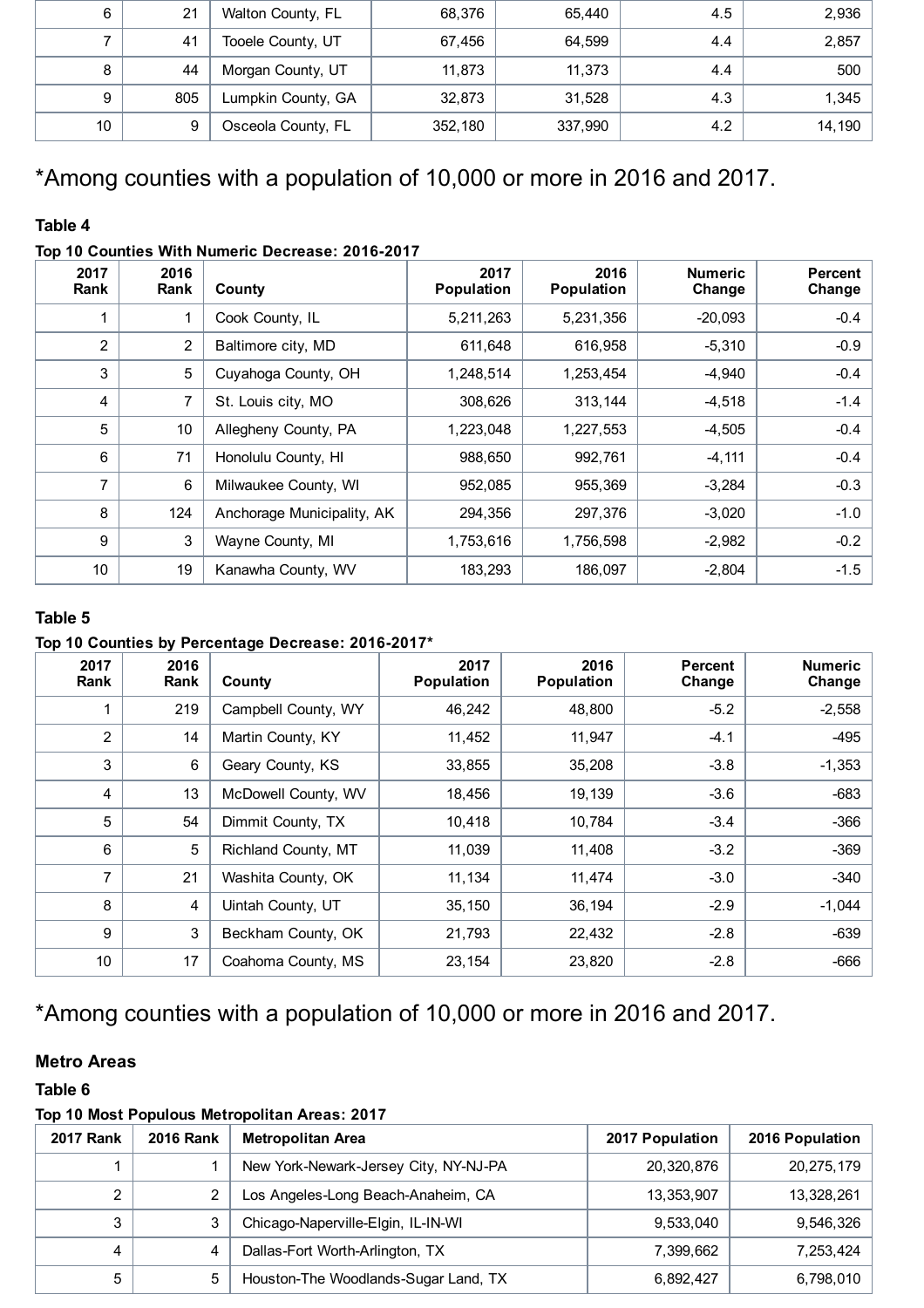| 6 | 21 | Walton County, FL | 68,376 | 65,440 | 4.5 | 2,936 |
|---|---|---|---|---|---|---|
| 7 | 41 | Tooele County, UT | 67,456 | 64,599 | 4.4 | 2,857 |
| 8 | 44 | Morgan County, UT | 11,873 | 11,373 | 4.4 | 500 |
| 9 | 805 | Lumpkin County, GA | 32,873 | 31,528 | 4.3 | 1,345 |
| 10 | 9 | Osceola County, FL | 352,180 | 337,990 | 4.2 | 14,190 |

*Among counties with a population of 10,000 or more in 2016 and 2017.

**Table 4**

**Top 10 Counties With Numeric Decrease: 2016-2017**

| 2017 Rank | 2016 Rank | County | 2017 Population | 2016 Population | Numeric Change | Percent Change |
|---|---|---|---|---|---|---|
| 1 | 1 | Cook County, IL | 5,211,263 | 5,231,356 | -20,093 | -0.4 |
| 2 | 2 | Baltimore city, MD | 611,648 | 616,958 | -5,310 | -0.9 |
| 3 | 5 | Cuyahoga County, OH | 1,248,514 | 1,253,454 | -4,940 | -0.4 |
| 4 | 7 | St. Louis city, MO | 308,626 | 313,144 | -4,518 | -1.4 |
| 5 | 10 | Allegheny County, PA | 1,223,048 | 1,227,553 | -4,505 | -0.4 |
| 6 | 71 | Honolulu County, HI | 988,650 | 992,761 | -4,111 | -0.4 |
| 7 | 6 | Milwaukee County, WI | 952,085 | 955,369 | -3,284 | -0.3 |
| 8 | 124 | Anchorage Municipality, AK | 294,356 | 297,376 | -3,020 | -1.0 |
| 9 | 3 | Wayne County, MI | 1,753,616 | 1,756,598 | -2,982 | -0.2 |
| 10 | 19 | Kanawha County, WV | 183,293 | 186,097 | -2,804 | -1.5 |

**Table 5**

**Top 10 Counties by Percentage Decrease: 2016-2017***

| 2017 Rank | 2016 Rank | County | 2017 Population | 2016 Population | Percent Change | Numeric Change |
|---|---|---|---|---|---|---|
| 1 | 219 | Campbell County, WY | 46,242 | 48,800 | -5.2 | -2,558 |
| 2 | 14 | Martin County, KY | 11,452 | 11,947 | -4.1 | -495 |
| 3 | 6 | Geary County, KS | 33,855 | 35,208 | -3.8 | -1,353 |
| 4 | 13 | McDowell County, WV | 18,456 | 19,139 | -3.6 | -683 |
| 5 | 54 | Dimmit County, TX | 10,418 | 10,784 | -3.4 | -366 |
| 6 | 5 | Richland County, MT | 11,039 | 11,408 | -3.2 | -369 |
| 7 | 21 | Washita County, OK | 11,134 | 11,474 | -3.0 | -340 |
| 8 | 4 | Uintah County, UT | 35,150 | 36,194 | -2.9 | -1,044 |
| 9 | 3 | Beckham County, OK | 21,793 | 22,432 | -2.8 | -639 |
| 10 | 17 | Coahoma County, MS | 23,154 | 23,820 | -2.8 | -666 |

*Among counties with a population of 10,000 or more in 2016 and 2017.

### Metro Areas

**Table 6**

**Top 10 Most Populous Metropolitan Areas: 2017**

| 2017 Rank | 2016 Rank | Metropolitan Area | 2017 Population | 2016 Population |
|---|---|---|---|---|
| 1 | 1 | New York-Newark-Jersey City, NY-NJ-PA | 20,320,876 | 20,275,179 |
| 2 | 2 | Los Angeles-Long Beach-Anaheim, CA | 13,353,907 | 13,328,261 |
| 3 | 3 | Chicago-Naperville-Elgin, IL-IN-WI | 9,533,040 | 9,546,326 |
| 4 | 4 | Dallas-Fort Worth-Arlington, TX | 7,399,662 | 7,253,424 |
| 5 | 5 | Houston-The Woodlands-Sugar Land, TX | 6,892,427 | 6,798,010 |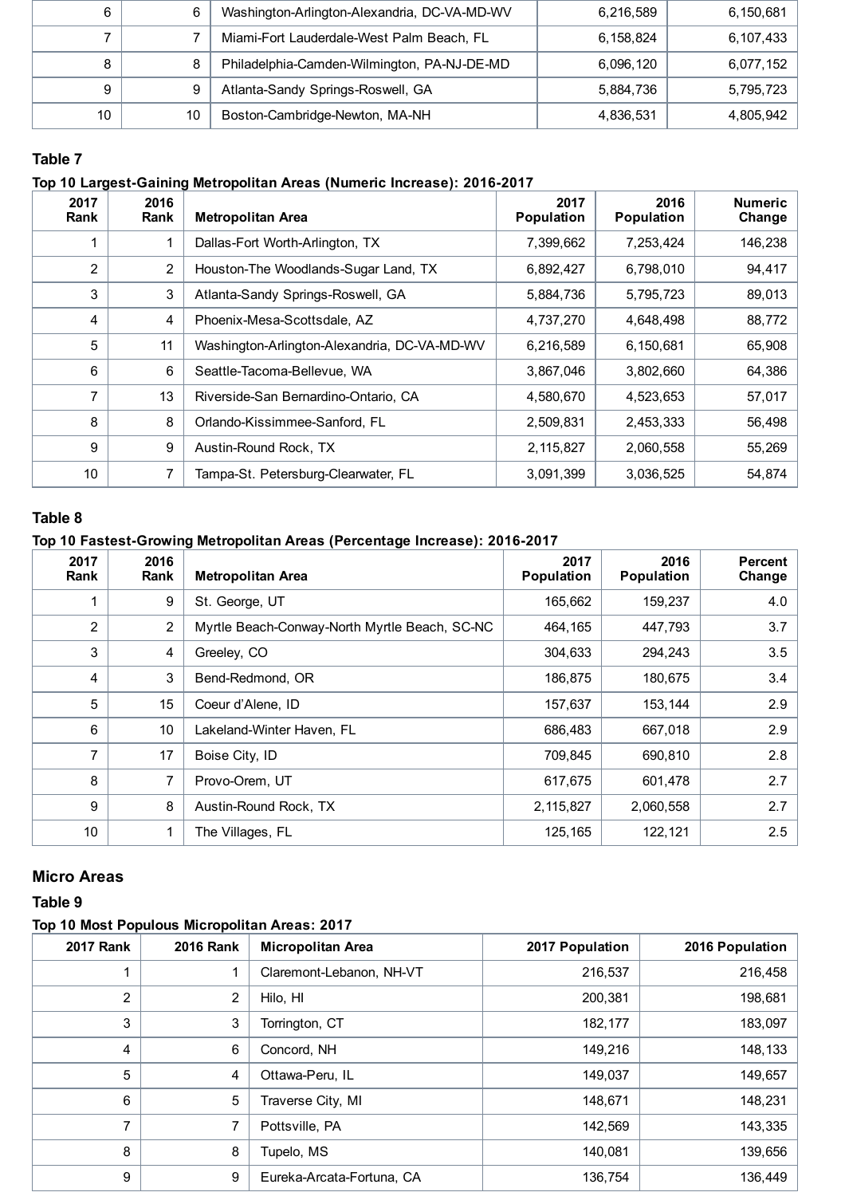| | | | | |
|---|---|---|---|---|
| 6 | 6 | Washington-Arlington-Alexandria, DC-VA-MD-WV | 6,216,589 | 6,150,681 |
| 7 | 7 | Miami-Fort Lauderdale-West Palm Beach, FL | 6,158,824 | 6,107,433 |
| 8 | 8 | Philadelphia-Camden-Wilmington, PA-NJ-DE-MD | 6,096,120 | 6,077,152 |
| 9 | 9 | Atlanta-Sandy Springs-Roswell, GA | 5,884,736 | 5,795,723 |
| 10 | 10 | Boston-Cambridge-Newton, MA-NH | 4,836,531 | 4,805,942 |

**Table 7**

**Top 10 Largest-Gaining Metropolitan Areas (Numeric Increase): 2016-2017**

| 2017 Rank | 2016 Rank | Metropolitan Area | 2017 Population | 2016 Population | Numeric Change |
|---|---|---|---|---|---|
| 1 | 1 | Dallas-Fort Worth-Arlington, TX | 7,399,662 | 7,253,424 | 146,238 |
| 2 | 2 | Houston-The Woodlands-Sugar Land, TX | 6,892,427 | 6,798,010 | 94,417 |
| 3 | 3 | Atlanta-Sandy Springs-Roswell, GA | 5,884,736 | 5,795,723 | 89,013 |
| 4 | 4 | Phoenix-Mesa-Scottsdale, AZ | 4,737,270 | 4,648,498 | 88,772 |
| 5 | 11 | Washington-Arlington-Alexandria, DC-VA-MD-WV | 6,216,589 | 6,150,681 | 65,908 |
| 6 | 6 | Seattle-Tacoma-Bellevue, WA | 3,867,046 | 3,802,660 | 64,386 |
| 7 | 13 | Riverside-San Bernardino-Ontario, CA | 4,580,670 | 4,523,653 | 57,017 |
| 8 | 8 | Orlando-Kissimmee-Sanford, FL | 2,509,831 | 2,453,333 | 56,498 |
| 9 | 9 | Austin-Round Rock, TX | 2,115,827 | 2,060,558 | 55,269 |
| 10 | 7 | Tampa-St. Petersburg-Clearwater, FL | 3,091,399 | 3,036,525 | 54,874 |

**Table 8**

**Top 10 Fastest-Growing Metropolitan Areas (Percentage Increase): 2016-2017**

| 2017 Rank | 2016 Rank | Metropolitan Area | 2017 Population | 2016 Population | Percent Change |
|---|---|---|---|---|---|
| 1 | 9 | St. George, UT | 165,662 | 159,237 | 4.0 |
| 2 | 2 | Myrtle Beach-Conway-North Myrtle Beach, SC-NC | 464,165 | 447,793 | 3.7 |
| 3 | 4 | Greeley, CO | 304,633 | 294,243 | 3.5 |
| 4 | 3 | Bend-Redmond, OR | 186,875 | 180,675 | 3.4 |
| 5 | 15 | Coeur d'Alene, ID | 157,637 | 153,144 | 2.9 |
| 6 | 10 | Lakeland-Winter Haven, FL | 686,483 | 667,018 | 2.9 |
| 7 | 17 | Boise City, ID | 709,845 | 690,810 | 2.8 |
| 8 | 7 | Provo-Orem, UT | 617,675 | 601,478 | 2.7 |
| 9 | 8 | Austin-Round Rock, TX | 2,115,827 | 2,060,558 | 2.7 |
| 10 | 1 | The Villages, FL | 125,165 | 122,121 | 2.5 |

## Micro Areas

**Table 9**

**Top 10 Most Populous Micropolitan Areas: 2017**

| 2017 Rank | 2016 Rank | Micropolitan Area | 2017 Population | 2016 Population |
|---|---|---|---|---|
| 1 | 1 | Claremont-Lebanon, NH-VT | 216,537 | 216,458 |
| 2 | 2 | Hilo, HI | 200,381 | 198,681 |
| 3 | 3 | Torrington, CT | 182,177 | 183,097 |
| 4 | 6 | Concord, NH | 149,216 | 148,133 |
| 5 | 4 | Ottawa-Peru, IL | 149,037 | 149,657 |
| 6 | 5 | Traverse City, MI | 148,671 | 148,231 |
| 7 | 7 | Pottsville, PA | 142,569 | 143,335 |
| 8 | 8 | Tupelo, MS | 140,081 | 139,656 |
| 9 | 9 | Eureka-Arcata-Fortuna, CA | 136,754 | 136,449 |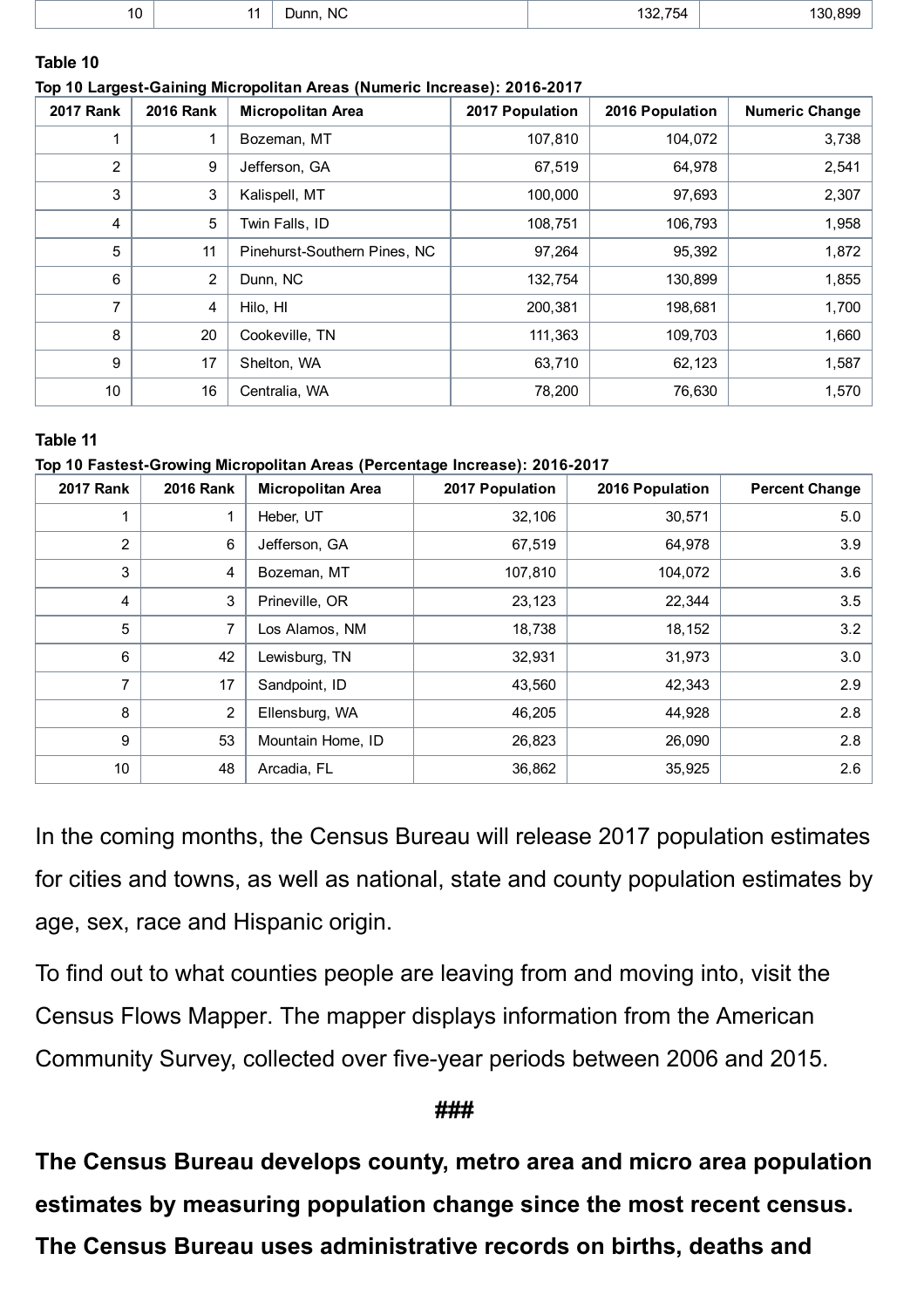| 10 | 11 | Dunn, NC | 132,754 | 130,899 |
|---|---|---|---|---|

**Table 10**

**Top 10 Largest-Gaining Micropolitan Areas (Numeric Increase): 2016-2017**

| 2017 Rank | 2016 Rank | Micropolitan Area | 2017 Population | 2016 Population | Numeric Change |
|---|---|---|---|---|---|
| 1 | 1 | Bozeman, MT | 107,810 | 104,072 | 3,738 |
| 2 | 9 | Jefferson, GA | 67,519 | 64,978 | 2,541 |
| 3 | 3 | Kalispell, MT | 100,000 | 97,693 | 2,307 |
| 4 | 5 | Twin Falls, ID | 108,751 | 106,793 | 1,958 |
| 5 | 11 | Pinehurst-Southern Pines, NC | 97,264 | 95,392 | 1,872 |
| 6 | 2 | Dunn, NC | 132,754 | 130,899 | 1,855 |
| 7 | 4 | Hilo, HI | 200,381 | 198,681 | 1,700 |
| 8 | 20 | Cookeville, TN | 111,363 | 109,703 | 1,660 |
| 9 | 17 | Shelton, WA | 63,710 | 62,123 | 1,587 |
| 10 | 16 | Centralia, WA | 78,200 | 76,630 | 1,570 |

**Table 11**

**Top 10 Fastest-Growing Micropolitan Areas (Percentage Increase): 2016-2017**

| 2017 Rank | 2016 Rank | Micropolitan Area | 2017 Population | 2016 Population | Percent Change |
|---|---|---|---|---|---|
| 1 | 1 | Heber, UT | 32,106 | 30,571 | 5.0 |
| 2 | 6 | Jefferson, GA | 67,519 | 64,978 | 3.9 |
| 3 | 4 | Bozeman, MT | 107,810 | 104,072 | 3.6 |
| 4 | 3 | Prineville, OR | 23,123 | 22,344 | 3.5 |
| 5 | 7 | Los Alamos, NM | 18,738 | 18,152 | 3.2 |
| 6 | 42 | Lewisburg, TN | 32,931 | 31,973 | 3.0 |
| 7 | 17 | Sandpoint, ID | 43,560 | 42,343 | 2.9 |
| 8 | 2 | Ellensburg, WA | 46,205 | 44,928 | 2.8 |
| 9 | 53 | Mountain Home, ID | 26,823 | 26,090 | 2.8 |
| 10 | 48 | Arcadia, FL | 36,862 | 35,925 | 2.6 |

In the coming months, the Census Bureau will release 2017 population estimates for cities and towns, as well as national, state and county population estimates by age, sex, race and Hispanic origin.

To find out to what counties people are leaving from and moving into, visit the Census Flows Mapper. The mapper displays information from the American Community Survey, collected over five-year periods between 2006 and 2015.

###

**The Census Bureau develops county, metro area and micro area population estimates by measuring population change since the most recent census. The Census Bureau uses administrative records on births, deaths and**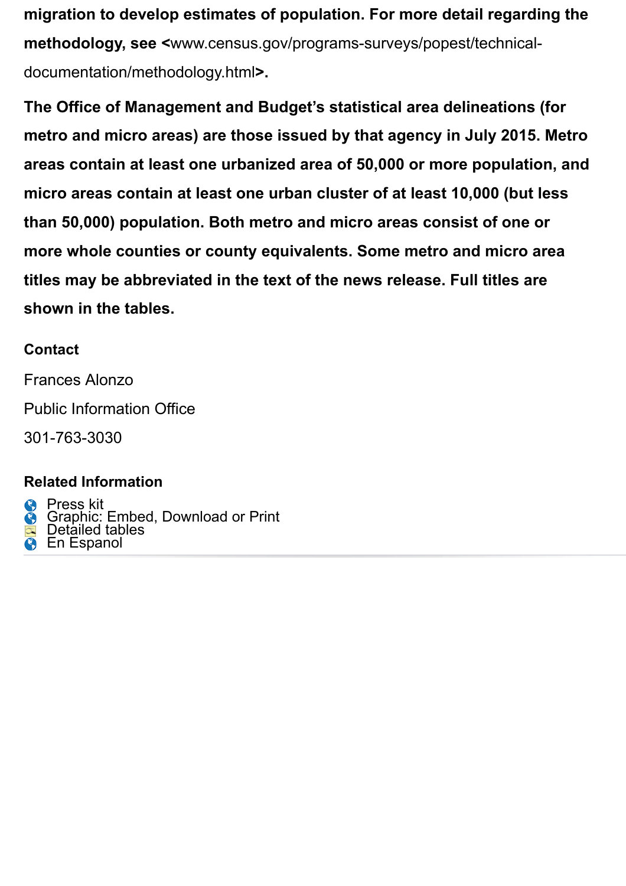**migration to develop estimates of population. For more detail regarding the methodology, see <**www.census.gov/programs-surveys/popest/technical-documentation/methodology.html**>.**

**The Office of Management and Budget's statistical area delineations (for metro and micro areas) are those issued by that agency in July 2015. Metro areas contain at least one urbanized area of 50,000 or more population, and micro areas contain at least one urban cluster of at least 10,000 (but less than 50,000) population. Both metro and micro areas consist of one or more whole counties or county equivalents. Some metro and micro area titles may be abbreviated in the text of the news release. Full titles are shown in the tables.**

**Contact**

Frances Alonzo

Public Information Office

301-763-3030

**Related Information**

- Press kit
- Graphic: Embed, Download or Print
- Detailed tables
- En Espanol